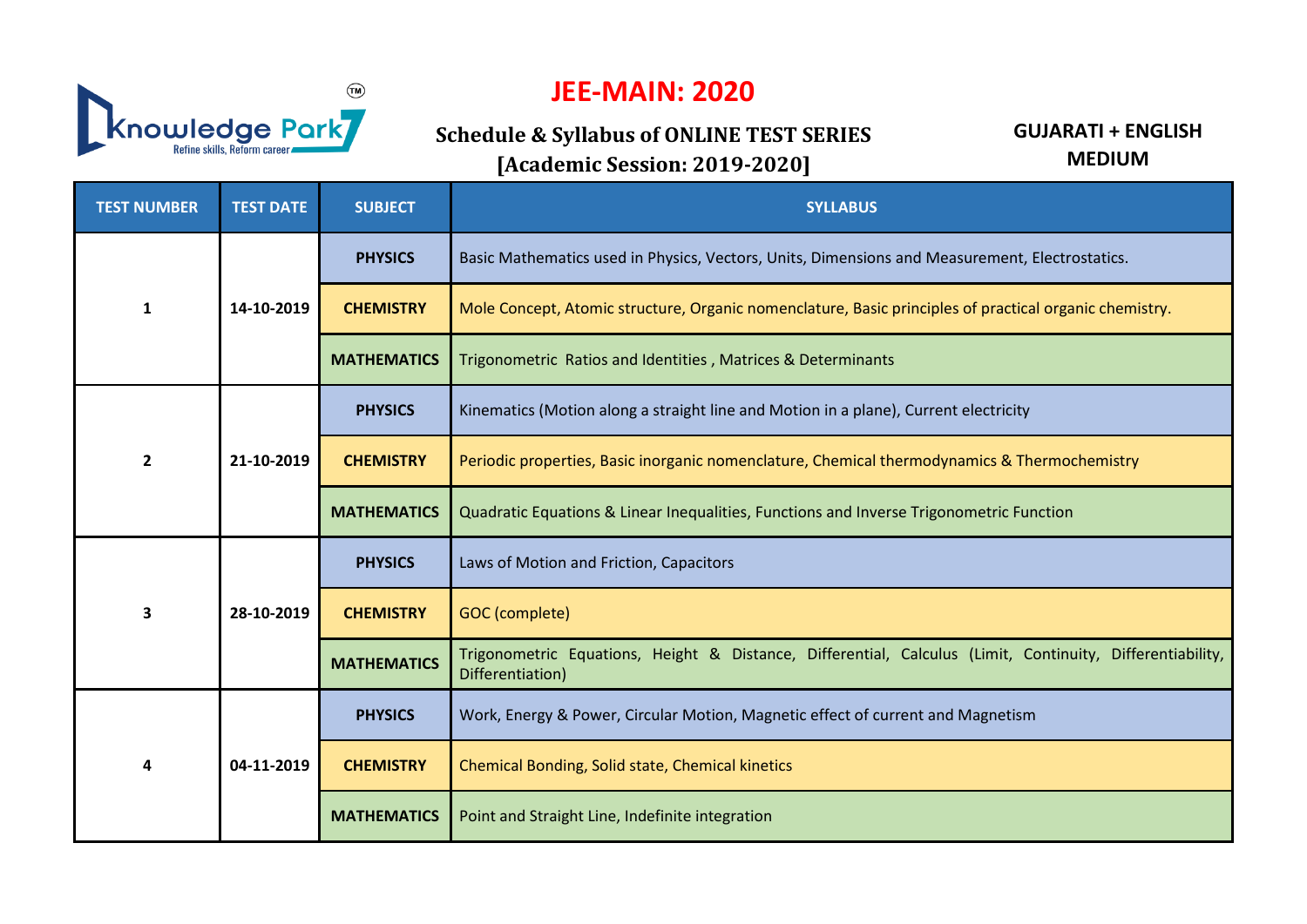# JEE-MAIN: 2020

## Schedule & Syllabus of ONLINE TEST SERIES [Academic Session: 2019-2020]

**GUJARATI + ENGLISH MEDIUM**

| TEST NUMBER | TEST DATE | SUBJECT | SYLLABUS |
|---|---|---|---|
| 1 | 14-10-2019 | PHYSICS | Basic Mathematics used in Physics, Vectors, Units, Dimensions and Measurement, Electrostatics. |
| | | CHEMISTRY | Mole Concept, Atomic structure, Organic nomenclature, Basic principles of practical organic chemistry. |
| | | MATHEMATICS | Trigonometric Ratios and Identities , Matrices & Determinants |
| 2 | 21-10-2019 | PHYSICS | Kinematics (Motion along a straight line and Motion in a plane), Current electricity |
| | | CHEMISTRY | Periodic properties, Basic inorganic nomenclature, Chemical thermodynamics & Thermochemistry |
| | | MATHEMATICS | Quadratic Equations & Linear Inequalities, Functions and Inverse Trigonometric Function |
| 3 | 28-10-2019 | PHYSICS | Laws of Motion and Friction, Capacitors |
| | | CHEMISTRY | GOC (complete) |
| | | MATHEMATICS | Trigonometric Equations, Height & Distance, Differential, Calculus (Limit, Continuity, Differentiability, Differentiation) |
| 4 | 04-11-2019 | PHYSICS | Work, Energy & Power, Circular Motion, Magnetic effect of current and Magnetism |
| | | CHEMISTRY | Chemical Bonding, Solid state, Chemical kinetics |
| | | MATHEMATICS | Point and Straight Line, Indefinite integration |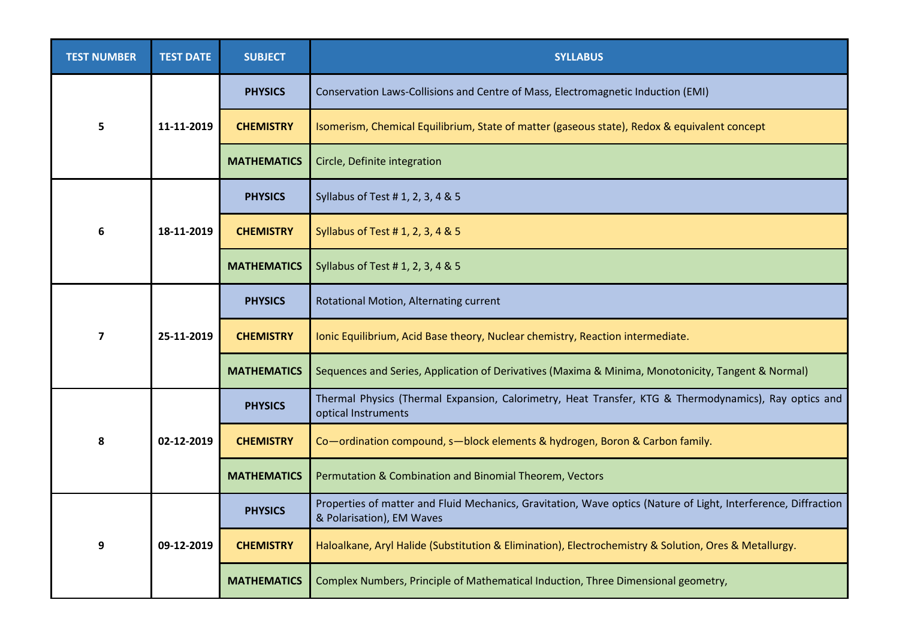| TEST NUMBER | TEST DATE | SUBJECT | SYLLABUS |
|---|---|---|---|
| 5 | 11-11-2019 | PHYSICS | Conservation Laws-Collisions and Centre of Mass, Electromagnetic Induction (EMI) |
| | | CHEMISTRY | Isomerism, Chemical Equilibrium, State of matter (gaseous state), Redox & equivalent concept |
| | | MATHEMATICS | Circle, Definite integration |
| 6 | 18-11-2019 | PHYSICS | Syllabus of Test # 1, 2, 3, 4 & 5 |
| | | CHEMISTRY | Syllabus of Test # 1, 2, 3, 4 & 5 |
| | | MATHEMATICS | Syllabus of Test # 1, 2, 3, 4 & 5 |
| 7 | 25-11-2019 | PHYSICS | Rotational Motion, Alternating current |
| | | CHEMISTRY | Ionic Equilibrium, Acid Base theory, Nuclear chemistry, Reaction intermediate. |
| | | MATHEMATICS | Sequences and Series, Application of Derivatives (Maxima & Minima, Monotonicity, Tangent & Normal) |
| 8 | 02-12-2019 | PHYSICS | Thermal Physics (Thermal Expansion, Calorimetry, Heat Transfer, KTG & Thermodynamics), Ray optics and optical Instruments |
| | | CHEMISTRY | Co—ordination compound, s—block elements & hydrogen, Boron & Carbon family. |
| | | MATHEMATICS | Permutation & Combination and Binomial Theorem, Vectors |
| 9 | 09-12-2019 | PHYSICS | Properties of matter and Fluid Mechanics, Gravitation, Wave optics (Nature of Light, Interference, Diffraction & Polarisation), EM Waves |
| | | CHEMISTRY | Haloalkane, Aryl Halide (Substitution & Elimination), Electrochemistry & Solution, Ores & Metallurgy. |
| | | MATHEMATICS | Complex Numbers, Principle of Mathematical Induction, Three Dimensional geometry, |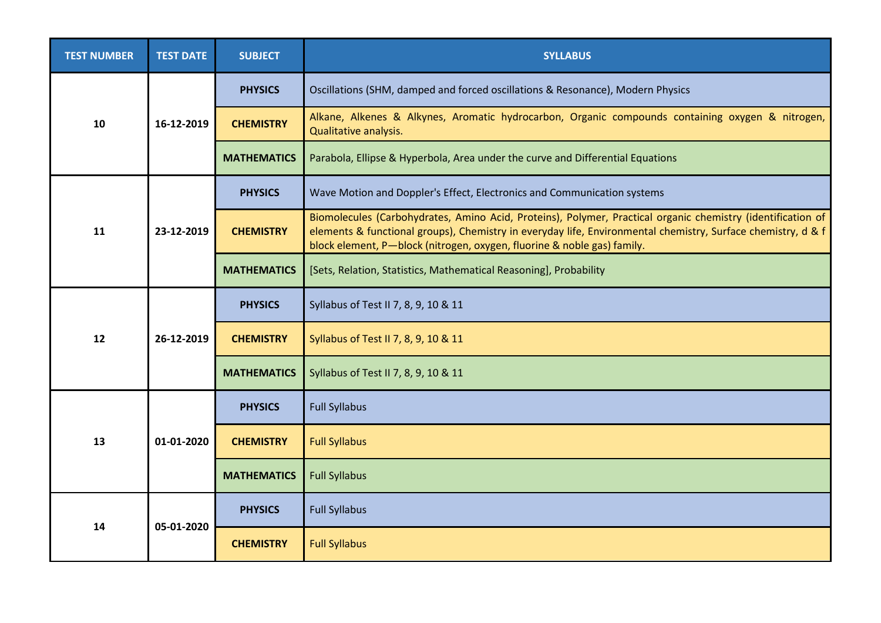| TEST NUMBER | TEST DATE | SUBJECT | SYLLABUS |
|---|---|---|---|
| 10 | 16-12-2019 | PHYSICS | Oscillations (SHM, damped and forced oscillations & Resonance), Modern Physics |
| | | CHEMISTRY | Alkane, Alkenes & Alkynes, Aromatic hydrocarbon, Organic compounds containing oxygen & nitrogen, Qualitative analysis. |
| | | MATHEMATICS | Parabola, Ellipse & Hyperbola, Area under the curve and Differential Equations |
| 11 | 23-12-2019 | PHYSICS | Wave Motion and Doppler's Effect, Electronics and Communication systems |
| | | CHEMISTRY | Biomolecules (Carbohydrates, Amino Acid, Proteins), Polymer, Practical organic chemistry (identification of elements & functional groups), Chemistry in everyday life, Environmental chemistry, Surface chemistry, d & f block element, P—block (nitrogen, oxygen, fluorine & noble gas) family. |
| | | MATHEMATICS | [Sets, Relation, Statistics, Mathematical Reasoning], Probability |
| 12 | 26-12-2019 | PHYSICS | Syllabus of Test II 7, 8, 9, 10 & 11 |
| | | CHEMISTRY | Syllabus of Test II 7, 8, 9, 10 & 11 |
| | | MATHEMATICS | Syllabus of Test II 7, 8, 9, 10 & 11 |
| 13 | 01-01-2020 | PHYSICS | Full Syllabus |
| | | CHEMISTRY | Full Syllabus |
| | | MATHEMATICS | Full Syllabus |
| 14 | 05-01-2020 | PHYSICS | Full Syllabus |
| | | CHEMISTRY | Full Syllabus |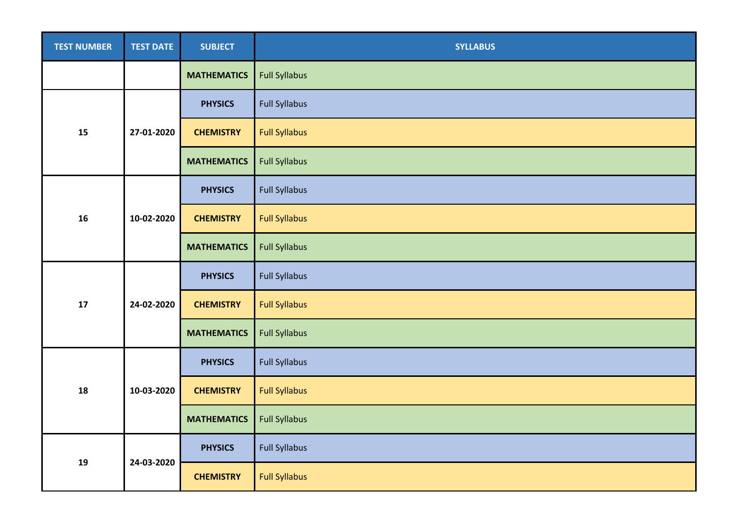| TEST NUMBER | TEST DATE | SUBJECT | SYLLABUS |
| --- | --- | --- | --- |
| | | MATHEMATICS | Full Syllabus |
| 15 | 27-01-2020 | PHYSICS | Full Syllabus |
| | | CHEMISTRY | Full Syllabus |
| | | MATHEMATICS | Full Syllabus |
| 16 | 10-02-2020 | PHYSICS | Full Syllabus |
| | | CHEMISTRY | Full Syllabus |
| | | MATHEMATICS | Full Syllabus |
| 17 | 24-02-2020 | PHYSICS | Full Syllabus |
| | | CHEMISTRY | Full Syllabus |
| | | MATHEMATICS | Full Syllabus |
| 18 | 10-03-2020 | PHYSICS | Full Syllabus |
| | | CHEMISTRY | Full Syllabus |
| | | MATHEMATICS | Full Syllabus |
| 19 | 24-03-2020 | PHYSICS | Full Syllabus |
| | | CHEMISTRY | Full Syllabus |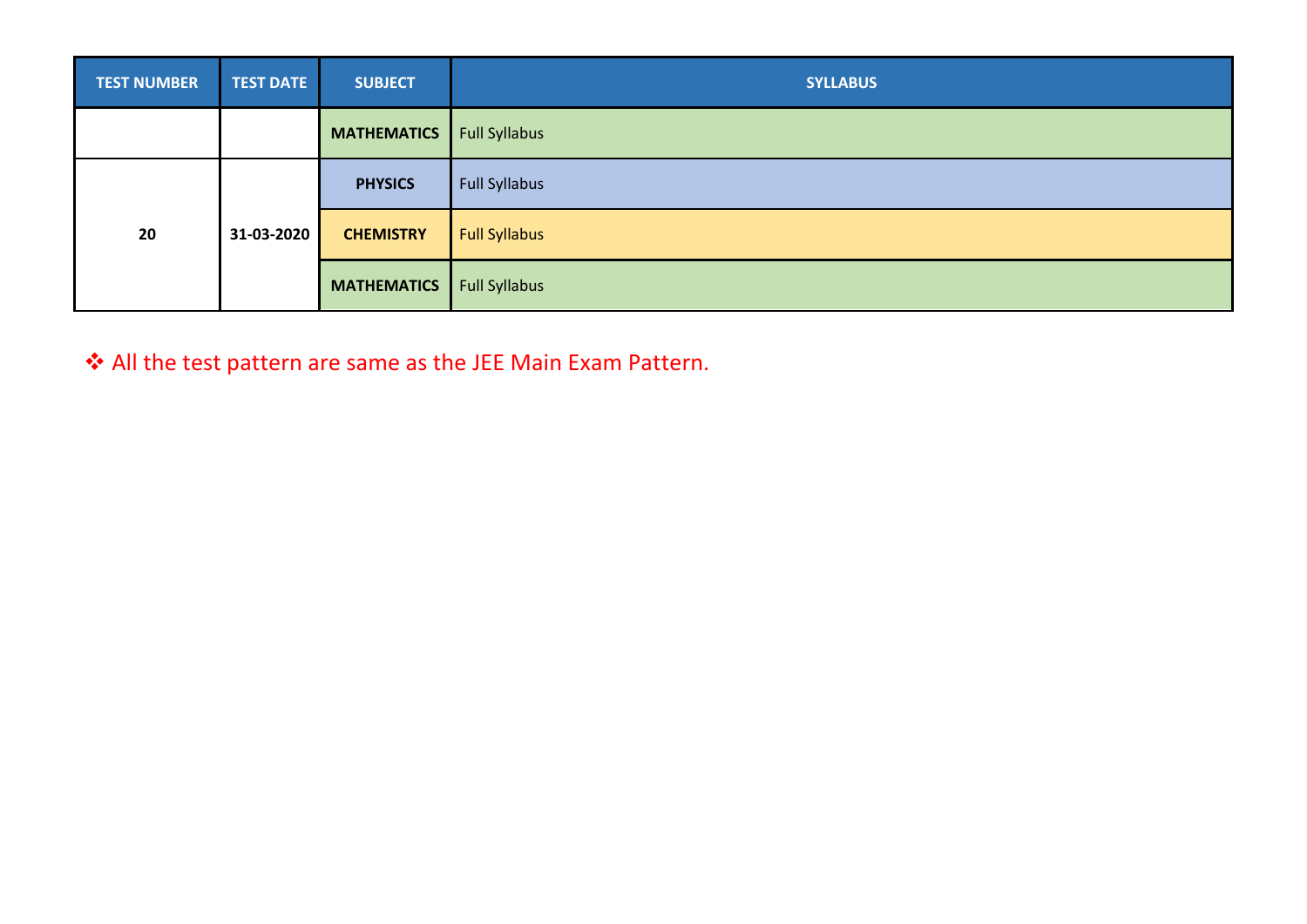| TEST NUMBER | TEST DATE | SUBJECT | SYLLABUS |
| --- | --- | --- | --- |
| | | **MATHEMATICS** | Full Syllabus |
| **20** | **31-03-2020** | **PHYSICS** | Full Syllabus |
| | | **CHEMISTRY** | Full Syllabus |
| | | **MATHEMATICS** | Full Syllabus |

❖ All the test pattern are same as the JEE Main Exam Pattern.